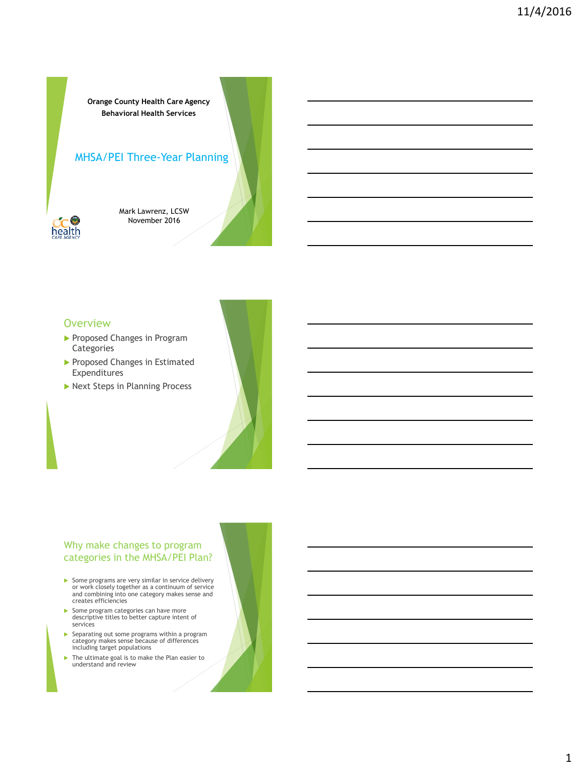**Orange County Health Care Agency**
**Behavioral Health Services**

# MHSA/PEI Three-Year Planning

Mark Lawrenz, LCSW
November 2016

## Overview

- Proposed Changes in Program Categories
- Proposed Changes in Estimated Expenditures
- Next Steps in Planning Process

## Why make changes to program categories in the MHSA/PEI Plan?

- Some programs are very similar in service delivery or work closely together as a continuum of service and combining into one category makes sense and creates efficiencies
- Some program categories can have more descriptive titles to better capture intent of services
- Separating out some programs within a program category makes sense because of differences including target populations
- The ultimate goal is to make the Plan easier to understand and review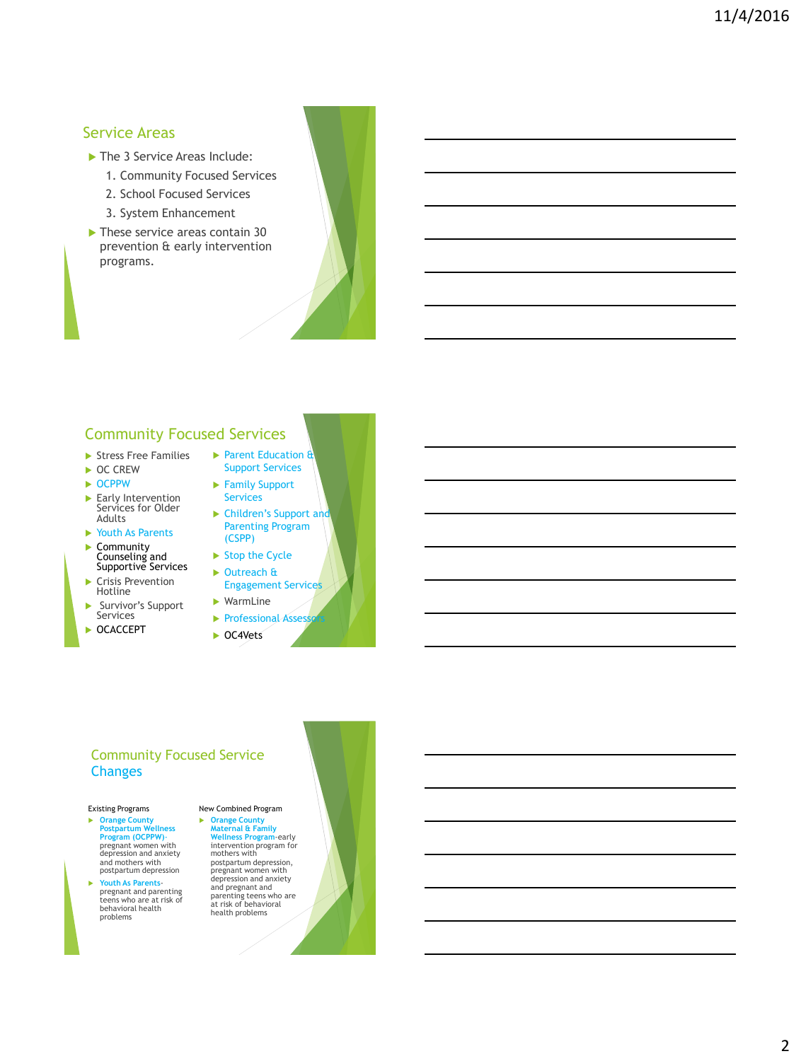## Service Areas

- The 3 Service Areas Include:
  1. Community Focused Services
  2. School Focused Services
  3. System Enhancement
- These service areas contain 30 prevention & early intervention programs.

## Community Focused Services

- Stress Free Families
- OC CREW
- OCPPW
- Early Intervention Services for Older Adults
- Youth As Parents
- Community Counseling and Supportive Services
- Crisis Prevention Hotline
- Survivor's Support Services
- OCACCEPT
- Parent Education & Support Services
- Family Support Services
- Children's Support and Parenting Program (CSPP)
- Stop the Cycle
- Outreach & Engagement Services
- WarmLine
- Professional Assessors
- OC4Vets

## Community Focused Service Changes

Existing Programs

- Orange County Postpartum Wellness Program (OCPPW)- pregnant women with depression and anxiety and mothers with postpartum depression
- Youth As Parents- pregnant and parenting teens who are at risk of behavioral health problems

New Combined Program

- Orange County Maternal & Family Wellness Program-early intervention program for mothers with postpartum depression, pregnant women with depression and anxiety and pregnant and parenting teens who are at risk of behavioral health problems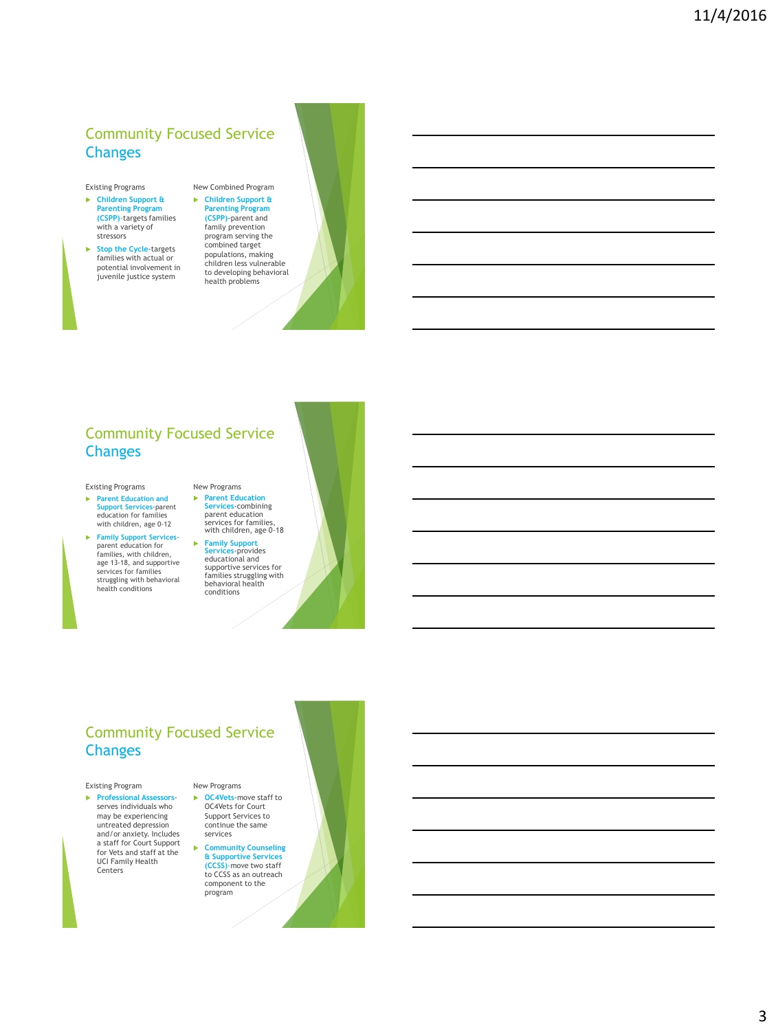## Community Focused Service Changes

Existing Programs

- **Children Support & Parenting Program (CSPP)**-targets families with a variety of stressors
- **Stop the Cycle**-targets families with actual or potential involvement in juvenile justice system

New Combined Program

- **Children Support & Parenting Program (CSPP)**-parent and family prevention program serving the combined target populations, making children less vulnerable to developing behavioral health problems

## Community Focused Service Changes

Existing Programs

- **Parent Education and Support Services**-parent education for families with children, age 0-12
- **Family Support Services**-parent education for families, with children, age 13-18, and supportive services for families struggling with behavioral health conditions

New Programs

- **Parent Education Services**-combining parent education services for families, with children, age 0-18
- **Family Support Services**-provides educational and supportive services for families struggling with behavioral health conditions

## Community Focused Service Changes

Existing Program

- **Professional Assessors**-serves individuals who may be experiencing untreated depression and/or anxiety. Includes a staff for Court Support for Vets and staff at the UCI Family Health Centers

New Programs

- **OC4Vets**-move staff to OC4Vets for Court Support Services to continue the same services
- **Community Counseling & Supportive Services (CCSS)**-move two staff to CCSS as an outreach component to the program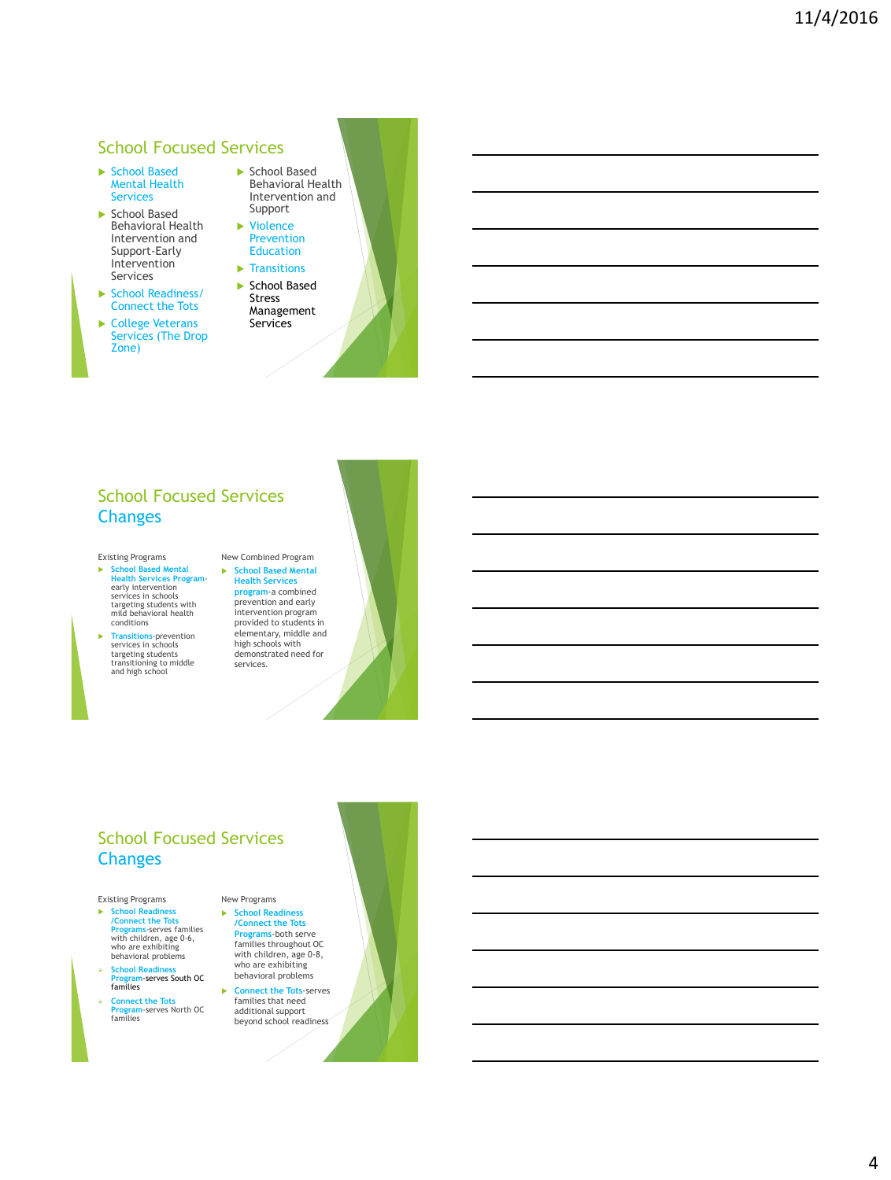## School Focused Services

- School Based Mental Health Services
- School Based Behavioral Health Intervention and Support-Early Intervention Services
- School Readiness/ Connect the Tots
- College Veterans Services (The Drop Zone)
- School Based Behavioral Health Intervention and Support
- Violence Prevention Education
- Transitions
- School Based Stress Management Services

## School Focused Services Changes

Existing Programs

- School Based Mental Health Services Program-early intervention services in schools targeting students with mild behavioral health conditions
- Transitions-prevention services in schools targeting students transitioning to middle and high school

New Combined Program

- School Based Mental Health Services program-a combined prevention and early intervention program provided to students in elementary, middle and high schools with demonstrated need for services.

## School Focused Services Changes

Existing Programs

- School Readiness /Connect the Tots Programs-serves families with children, age 0-6, who are exhibiting behavioral problems
  - School Readiness Program-serves South OC families
  - Connect the Tots Program-serves North OC families

New Programs

- School Readiness /Connect the Tots Programs-both serve families throughout OC with children, age 0-8, who are exhibiting behavioral problems
- Connect the Tots-serves families that need additional support beyond school readiness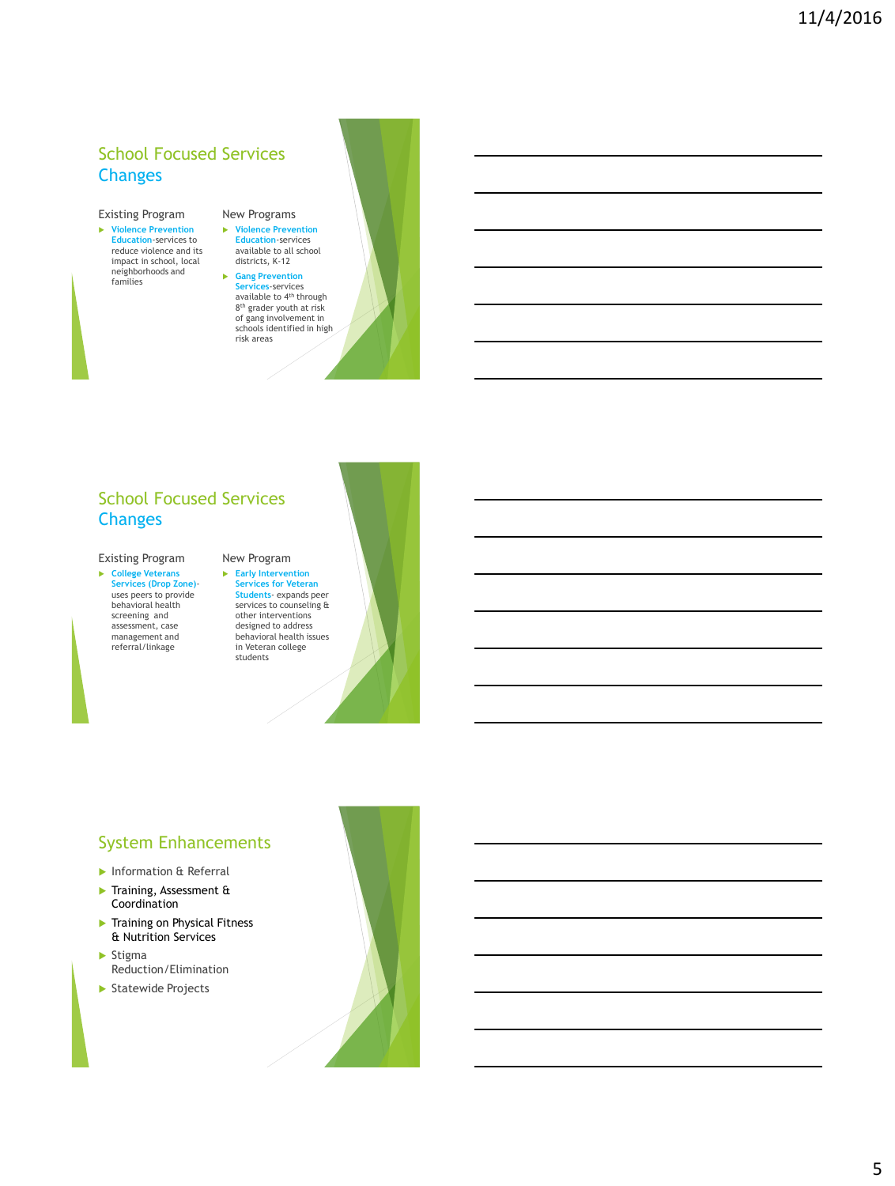## School Focused Services Changes

**Existing Program**

- Violence Prevention Education-services to reduce violence and its impact in school, local neighborhoods and families

**New Programs**

- Violence Prevention Education-services available to all school districts, K-12
- Gang Prevention Services-services available to 4th through 8th grader youth at risk of gang involvement in schools identified in high risk areas

## School Focused Services Changes

**Existing Program**

- College Veterans Services (Drop Zone)- uses peers to provide behavioral health screening and assessment, case management and referral/linkage

**New Program**

- Early Intervention Services for Veteran Students- expands peer services to counseling & other interventions designed to address behavioral health issues in Veteran college students

## System Enhancements

- Information & Referral
- Training, Assessment & Coordination
- Training on Physical Fitness & Nutrition Services
- Stigma Reduction/Elimination
- Statewide Projects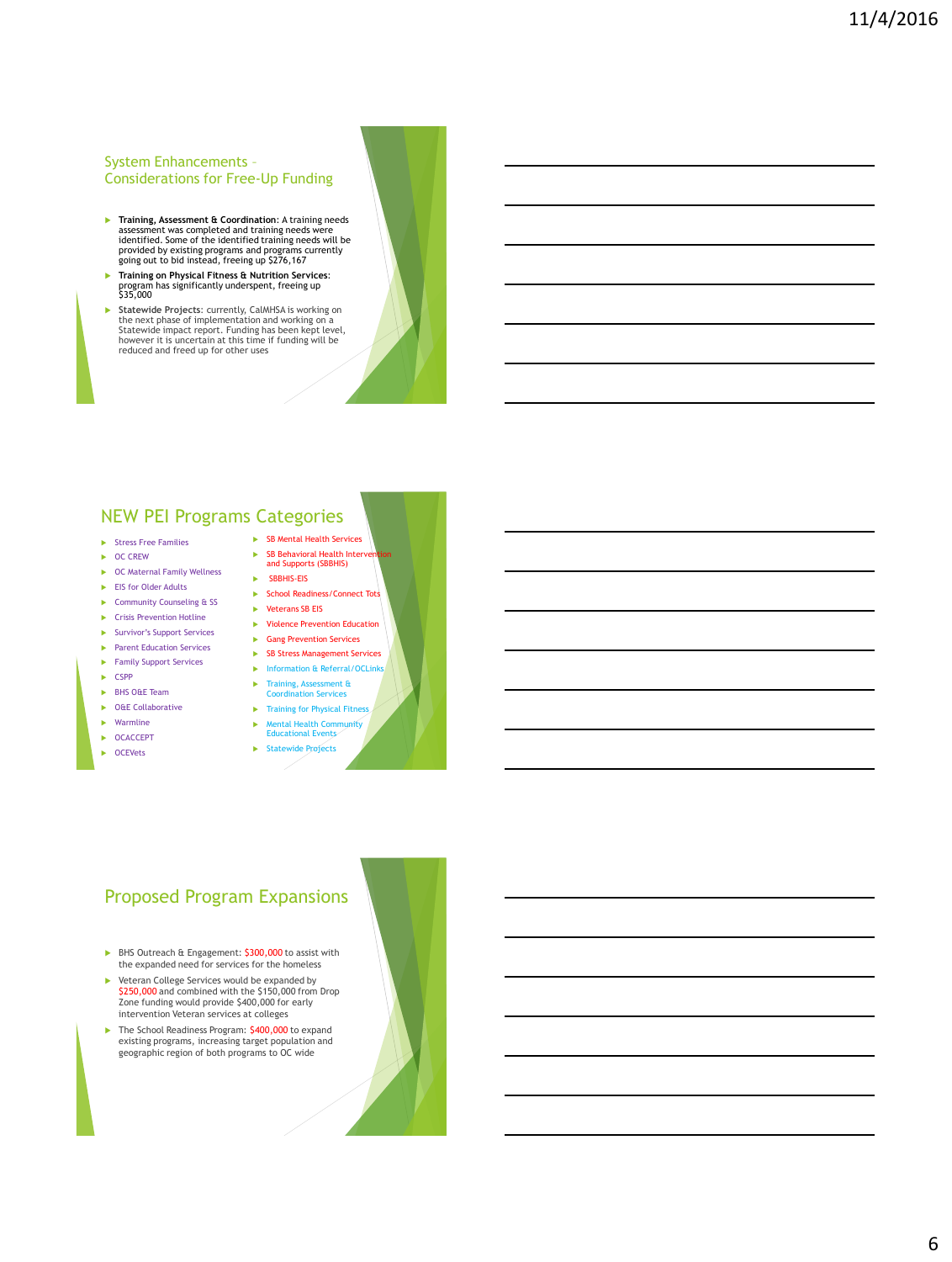## System Enhancements – Considerations for Free-Up Funding

- **Training, Assessment & Coordination**: A training needs assessment was completed and training needs were identified. Some of the identified training needs will be provided by existing programs and programs currently going out to bid instead, freeing up $276,167
- **Training on Physical Fitness & Nutrition Services**: program has significantly underspent, freeing up $35,000
- **Statewide Projects**: currently, CalMHSA is working on the next phase of implementation and working on a Statewide impact report. Funding has been kept level, however it is uncertain at this time if funding will be reduced and freed up for other uses

## NEW PEI Programs Categories

- Stress Free Families
- OC CREW
- OC Maternal Family Wellness
- EIS for Older Adults
- Community Counseling & SS
- Crisis Prevention Hotline
- Survivor's Support Services
- Parent Education Services
- Family Support Services
- CSPP
- BHS O&E Team
- O&E Collaborative
- Warmline
- OCACCEPT
- OCEVets
- SB Mental Health Services
- SB Behavioral Health Intervention and Supports (SBBHIS)
- SBBHIS-EIS
- School Readiness/Connect Tots
- Veterans SB EIS
- Violence Prevention Education
- Gang Prevention Services
- SB Stress Management Services
- Information & Referral/OCLinks
- Training, Assessment & Coordination Services
- Training for Physical Fitness
- Mental Health Community Educational Events
- Statewide Projects

## Proposed Program Expansions

- BHS Outreach & Engagement: $300,000 to assist with the expanded need for services for the homeless
- Veteran College Services would be expanded by $250,000 and combined with the $150,000 from Drop Zone funding would provide $400,000 for early intervention Veteran services at colleges
- The School Readiness Program: $400,000 to expand existing programs, increasing target population and geographic region of both programs to OC wide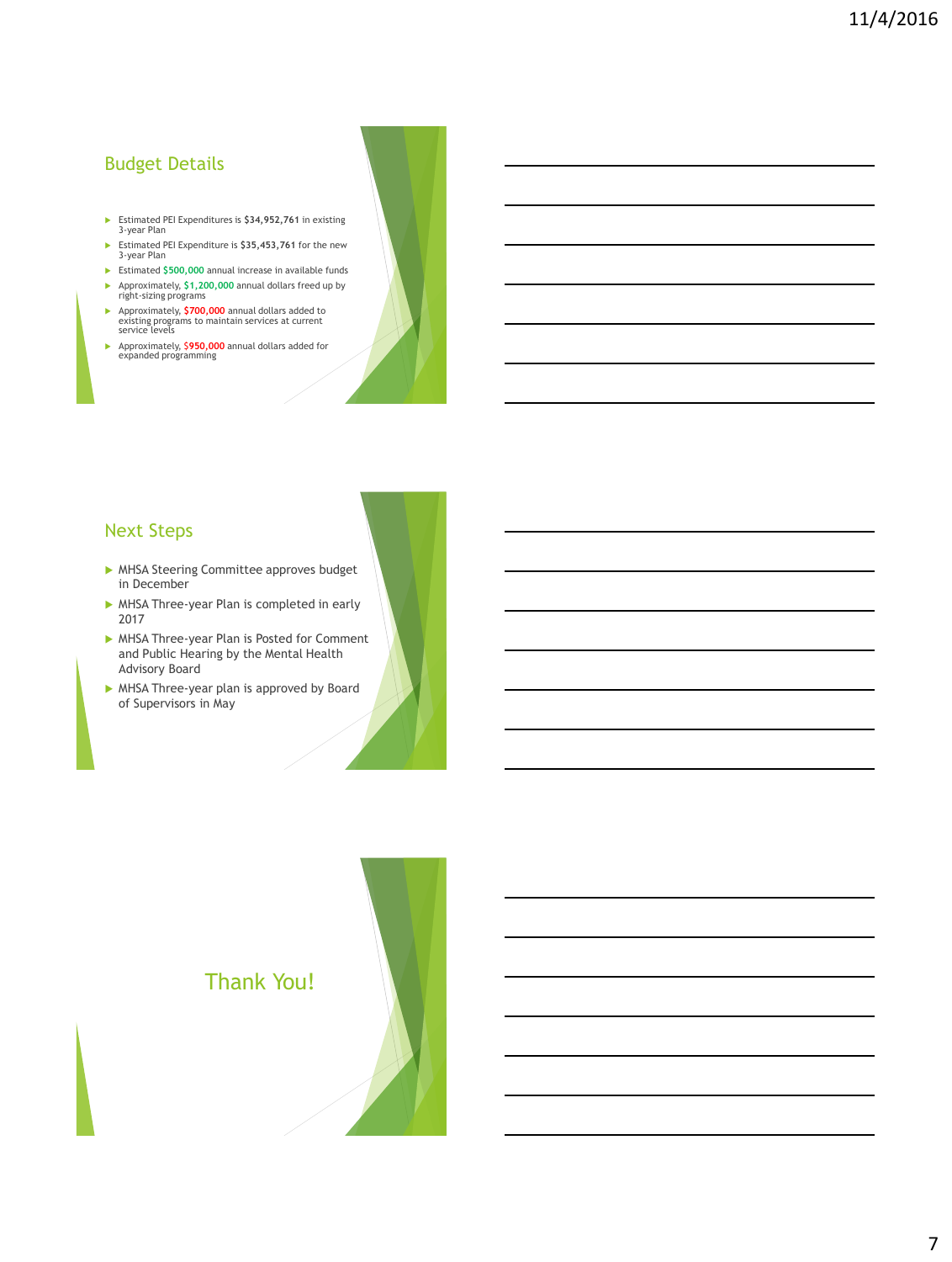## Budget Details

- Estimated PEI Expenditures is **$34,952,761** in existing 3-year Plan
- Estimated PEI Expenditure is **$35,453,761** for the new 3-year Plan
- Estimated **$500,000** annual increase in available funds
- Approximately, **$1,200,000** annual dollars freed up by right-sizing programs
- Approximately, **$700,000** annual dollars added to existing programs to maintain services at current service levels
- Approximately, **$950,000** annual dollars added for expanded programming

## Next Steps

- MHSA Steering Committee approves budget in December
- MHSA Three-year Plan is completed in early 2017
- MHSA Three-year Plan is Posted for Comment and Public Hearing by the Mental Health Advisory Board
- MHSA Three-year plan is approved by Board of Supervisors in May

## Thank You!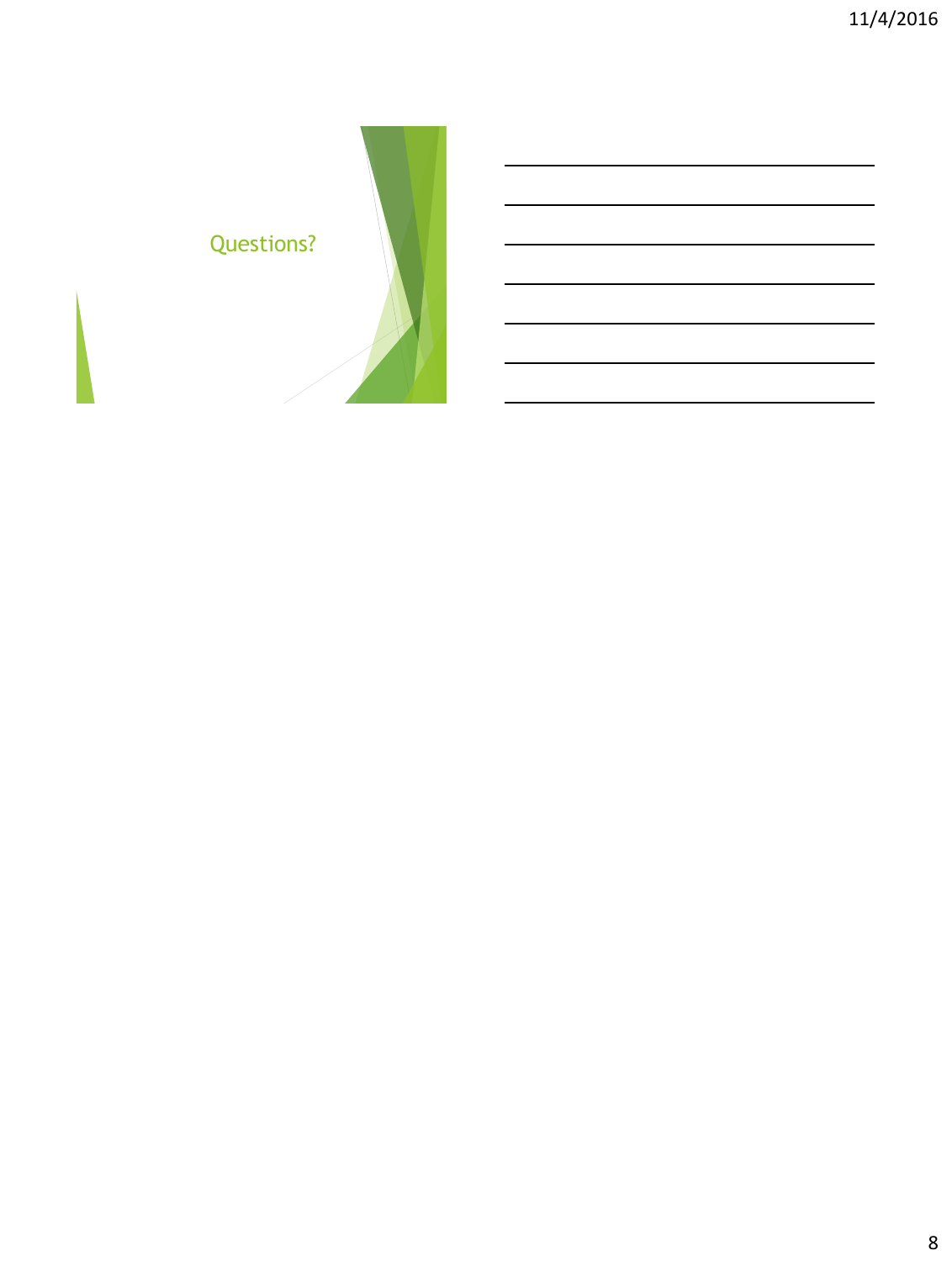Questions?